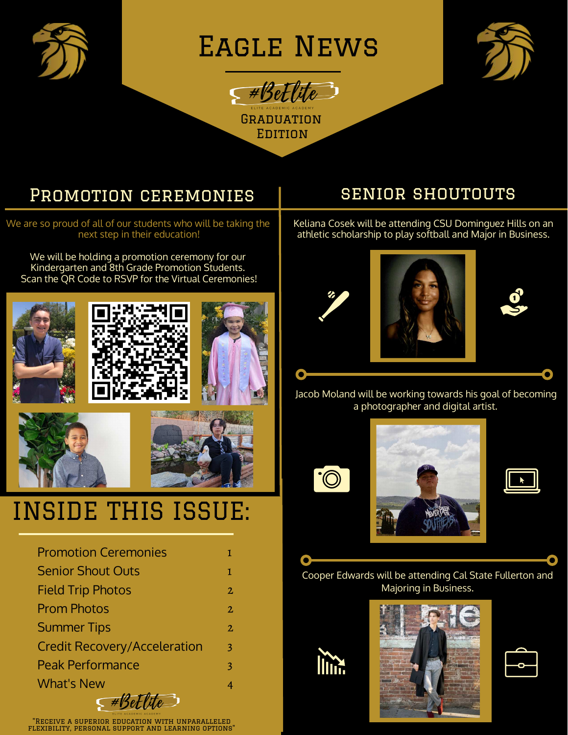# Eagle News

#BeElite

ELITE ACADEMIC ACADEMY

GRADUATION EDITION

## Promotion Ceremonies

We are so proud of all of our students who will be taking the next step in their education!

We will be holding a promotion ceremony for our Kindergarten and 8th Grade Promotion Students. Scan the QR Code to RSVP for the Virtual Ceremonies!

## Senior Shoutouts

Keliana Cosek will be attending CSU Dominguez Hills on an athletic scholarship to play softball and Major in Business.

Jacob Moland will be working towards his goal of becoming a photographer and digital artist.

Cooper Edwards will be attending Cal State Fullerton and Majoring in Business.

## Inside This Issue:

| | |
|---|---|
| Promotion Ceremonies | 1 |
| Senior Shout Outs | 1 |
| Field Trip Photos | 2 |
| Prom Photos | 2 |
| Summer Tips | 2 |
| Credit Recovery/Acceleration | 3 |
| Peak Performance | 3 |
| What's New | 4 |

#BeElite

ELITE ACADEMIC ACADEMY

"Receive a superior education with unparalleled flexibility, personal support and learning options"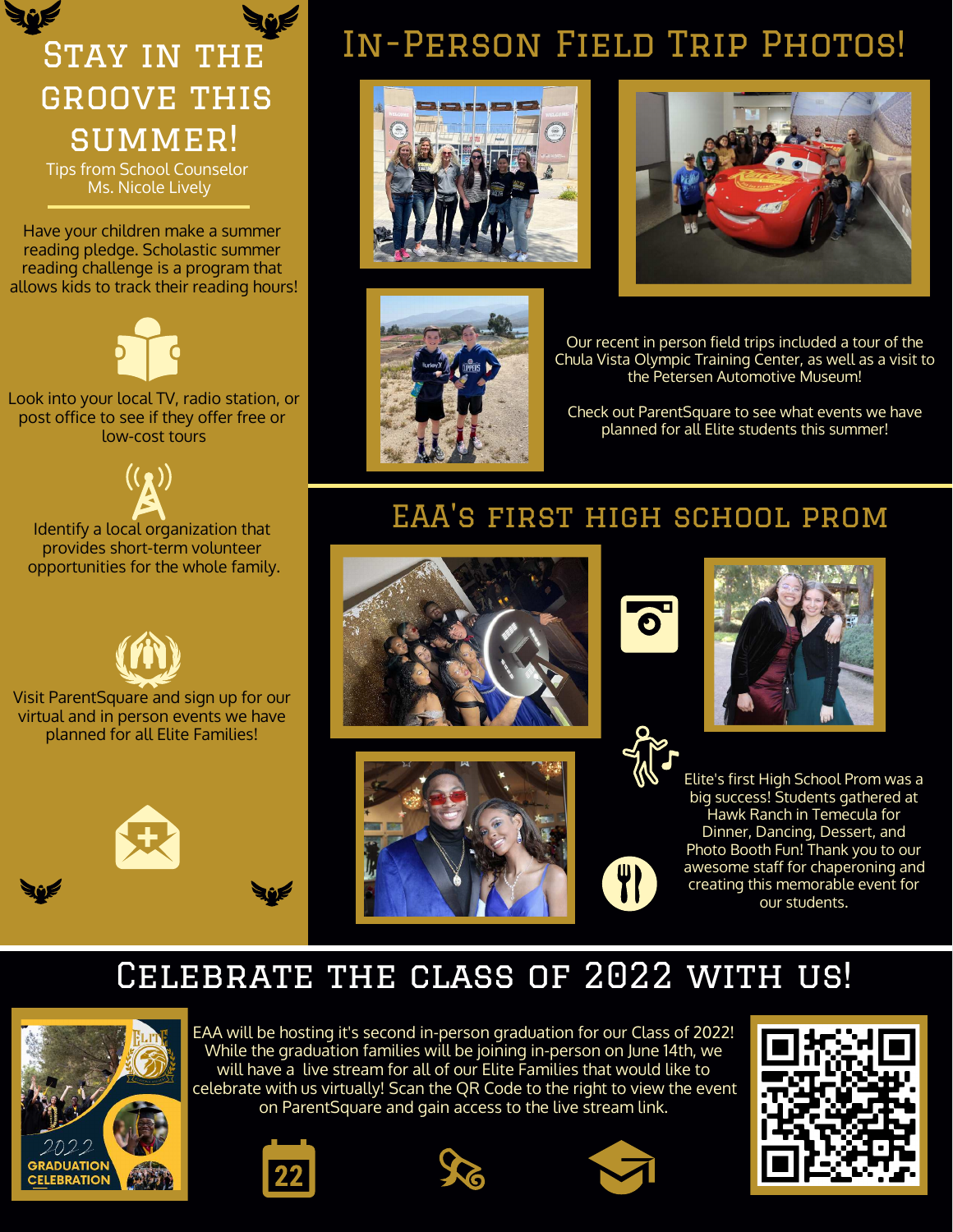# Stay in the groove this summer!

Tips from School Counselor Ms. Nicole Lively

Have your children make a summer reading pledge. Scholastic summer reading challenge is a program that allows kids to track their reading hours!

Look into your local TV, radio station, or post office to see if they offer free or low-cost tours

Identify a local organization that provides short-term volunteer opportunities for the whole family.

Visit ParentSquare and sign up for our virtual and in person events we have planned for all Elite Families!

# In-Person Field Trip Photos!

Our recent in person field trips included a tour of the Chula Vista Olympic Training Center, as well as a visit to the Petersen Automotive Museum!

Check out ParentSquare to see what events we have planned for all Elite students this summer!

# EAA's first high school prom

Elite's first High School Prom was a big success! Students gathered at Hawk Ranch in Temecula for Dinner, Dancing, Dessert, and Photo Booth Fun! Thank you to our awesome staff for chaperoning and creating this memorable event for our students.

# Celebrate the class of 2022 with us!

EAA will be hosting it's second in-person graduation for our Class of 2022! While the graduation families will be joining in-person on June 14th, we will have a live stream for all of our Elite Families that would like to celebrate with us virtually! Scan the QR Code to the right to view the event on ParentSquare and gain access to the live stream link.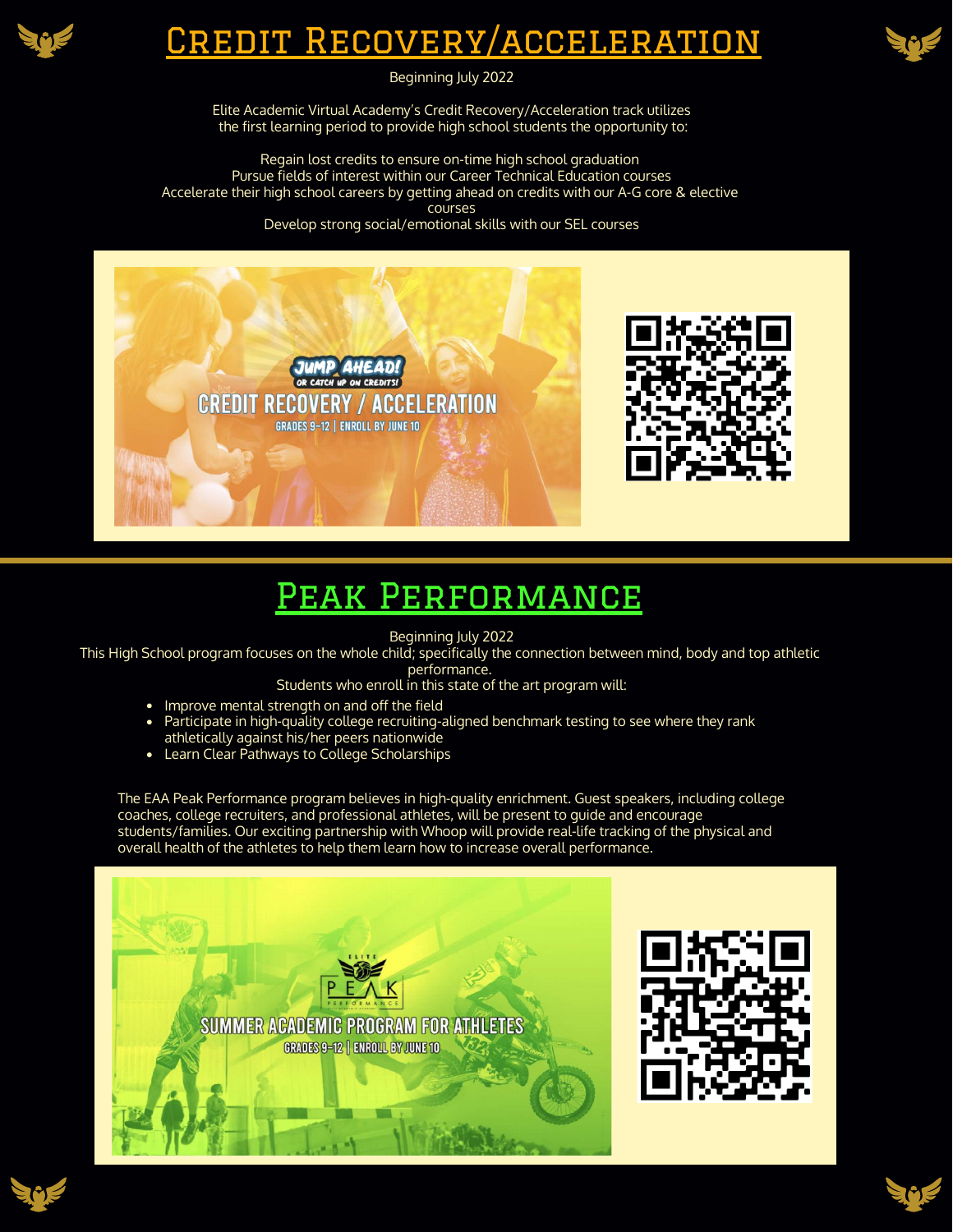# Credit Recovery/acceleration

Beginning July 2022

Elite Academic Virtual Academy's Credit Recovery/Acceleration track utilizes the first learning period to provide high school students the opportunity to:

Regain lost credits to ensure on-time high school graduation
Pursue fields of interest within our Career Technical Education courses
Accelerate their high school careers by getting ahead on credits with our A-G core & elective courses
Develop strong social/emotional skills with our SEL courses

JUMP AHEAD! OR CATCH UP ON CREDITS!
CREDIT RECOVERY / ACCELERATION
GRADES 9-12 | ENROLL BY JUNE 10

# Peak Performance

Beginning July 2022

This High School program focuses on the whole child; specifically the connection between mind, body and top athletic performance.

Students who enroll in this state of the art program will:

- Improve mental strength on and off the field
- Participate in high-quality college recruiting-aligned benchmark testing to see where they rank athletically against his/her peers nationwide
- Learn Clear Pathways to College Scholarships

The EAA Peak Performance program believes in high-quality enrichment. Guest speakers, including college coaches, college recruiters, and professional athletes, will be present to guide and encourage students/families. Our exciting partnership with Whoop will provide real-life tracking of the physical and overall health of the athletes to help them learn how to increase overall performance.

ELITE PEAK PERFORMANCE
SUMMER ACADEMIC PROGRAM FOR ATHLETES
GRADES 9-12 | ENROLL BY JUNE 10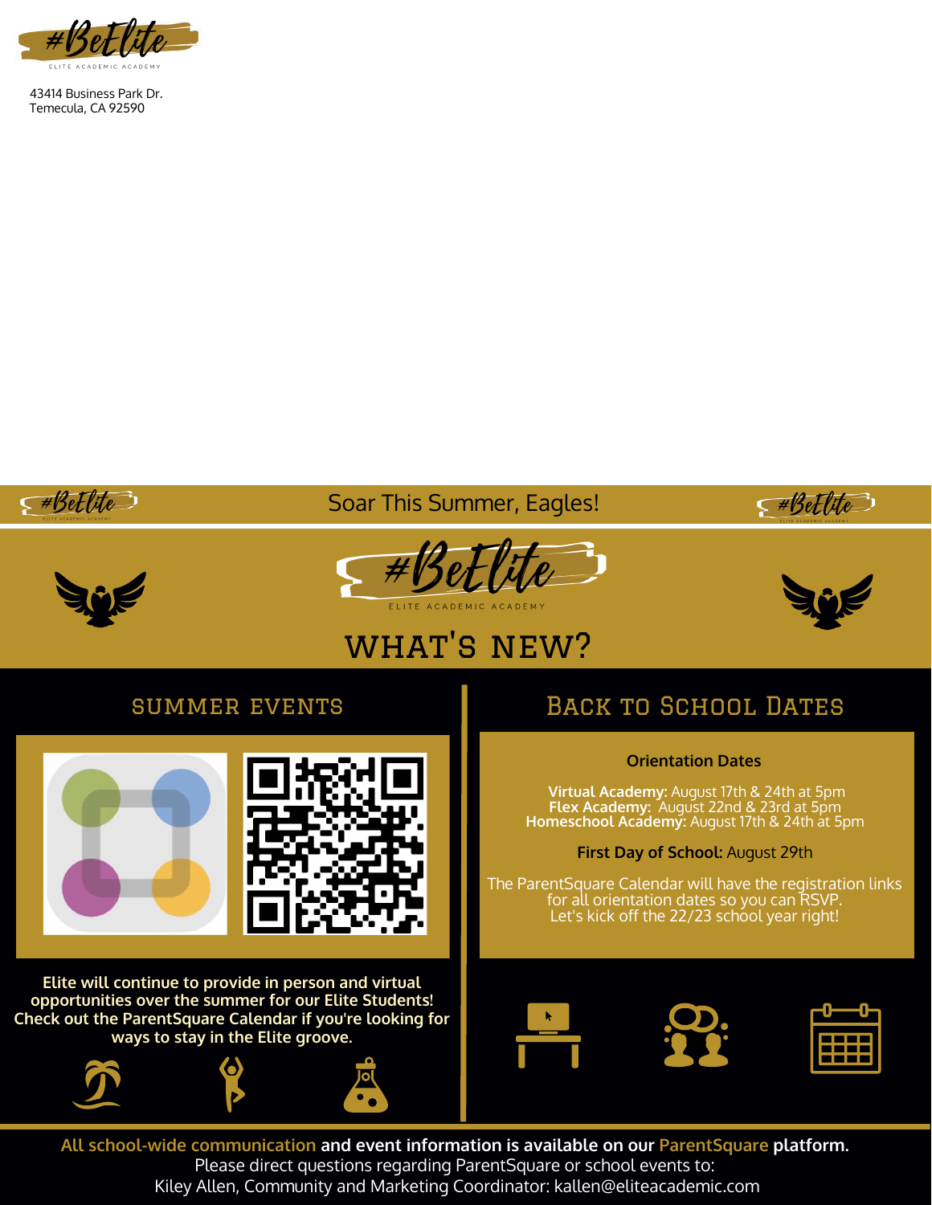#BeElite
ELITE ACADEMIC ACADEMY

43414 Business Park Dr.
Temecula, CA 92590

Soar This Summer, Eagles!

#BeElite
ELITE ACADEMIC ACADEMY

# WHAT'S NEW?

## SUMMER EVENTS

**Elite will continue to provide in person and virtual opportunities over the summer for our Elite Students! Check out the ParentSquare Calendar if you're looking for ways to stay in the Elite groove.**

## BACK TO SCHOOL DATES

**Orientation Dates**

**Virtual Academy:** August 17th & 24th at 5pm
**Flex Academy:** August 22nd & 23rd at 5pm
**Homeschool Academy:** August 17th & 24th at 5pm

**First Day of School:** August 29th

The ParentSquare Calendar will have the registration links for all orientation dates so you can RSVP. Let's kick off the 22/23 school year right!

**All school-wide communication and event information is available on our ParentSquare platform.**
Please direct questions regarding ParentSquare or school events to:
Kiley Allen, Community and Marketing Coordinator: kallen@eliteacademic.com